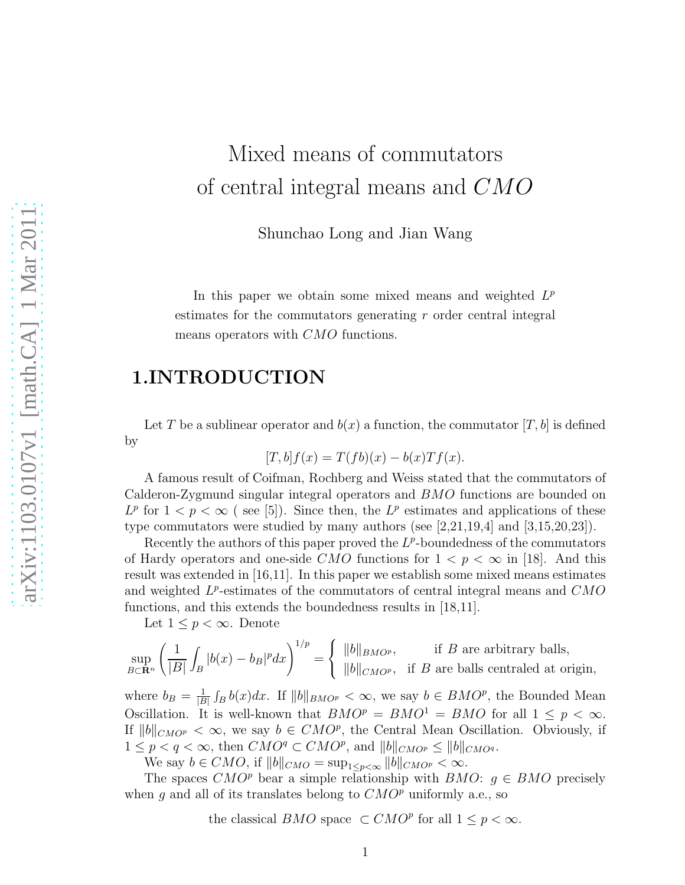# Mixed means of commutators of central integral means and $CMO$

Shunchao Long and Jian Wang

In this paper we obtain some mixed means and weighted $L^p$ estimates for the commutators generating $r$ order central integral means operators with $CMO$ functions.

## 1.INTRODUCTION

Let $T$ be a sublinear operator and $b(x)$ a function, the commutator $[T, b]$ is defined by

$$[T, b]f(x) = T(fb)(x) - b(x)Tf(x).$$

A famous result of Coifman, Rochberg and Weiss stated that the commutators of Calderon-Zygmund singular integral operators and $BMO$ functions are bounded on $L^p$ for $1 < p < \infty$ ( see [5]). Since then, the $L^p$ estimates and applications of these type commutators were studied by many authors (see [2,21,19,4] and [3,15,20,23]).

Recently the authors of this paper proved the $L^p$-boundedness of the commutators of Hardy operators and one-side $CMO$ functions for $1 < p < \infty$ in [18]. And this result was extended in [16,11]. In this paper we establish some mixed means estimates and weighted $L^p$-estimates of the commutators of central integral means and $CMO$ functions, and this extends the boundedness results in [18,11].

Let $1 \leq p < \infty$. Denote

$$\sup_{B \subset \mathbf{R}^n} \left( \frac{1}{|B|} \int_B |b(x) - b_B|^p dx \right)^{1/p} = \begin{cases} \|b\|_{BMO^p}, & \text{if } B \text{ are arbitrary balls,} \\ \|b\|_{CMO^p}, & \text{if } B \text{ are balls centraled at origin,} \end{cases}$$

where $b_B = \frac{1}{|B|} \int_B b(x)dx$. If $\|b\|_{BMO^p} < \infty$, we say $b \in BMO^p$, the Bounded Mean Oscillation. It is well-known that $BMO^p = BMO^1 = BMO$ for all $1 \leq p < \infty$. If $\|b\|_{CMO^p} < \infty$, we say $b \in CMO^p$, the Central Mean Oscillation. Obviously, if $1 \leq p < q < \infty$, then $CMO^q \subset CMO^p$, and $\|b\|_{CMO^p} \leq \|b\|_{CMO^q}$.

We say $b \in CMO$, if $\|b\|_{CMO} = \sup_{1 \leq p < \infty} \|b\|_{CMO^p} < \infty$.

The spaces $CMO^p$ bear a simple relationship with $BMO$: $g \in BMO$ precisely when $g$ and all of its translates belong to $CMO^p$ uniformly a.e., so

$$\text{the classical } BMO \text{ space } \subset CMO^p \text{ for all } 1 \leq p < \infty.$$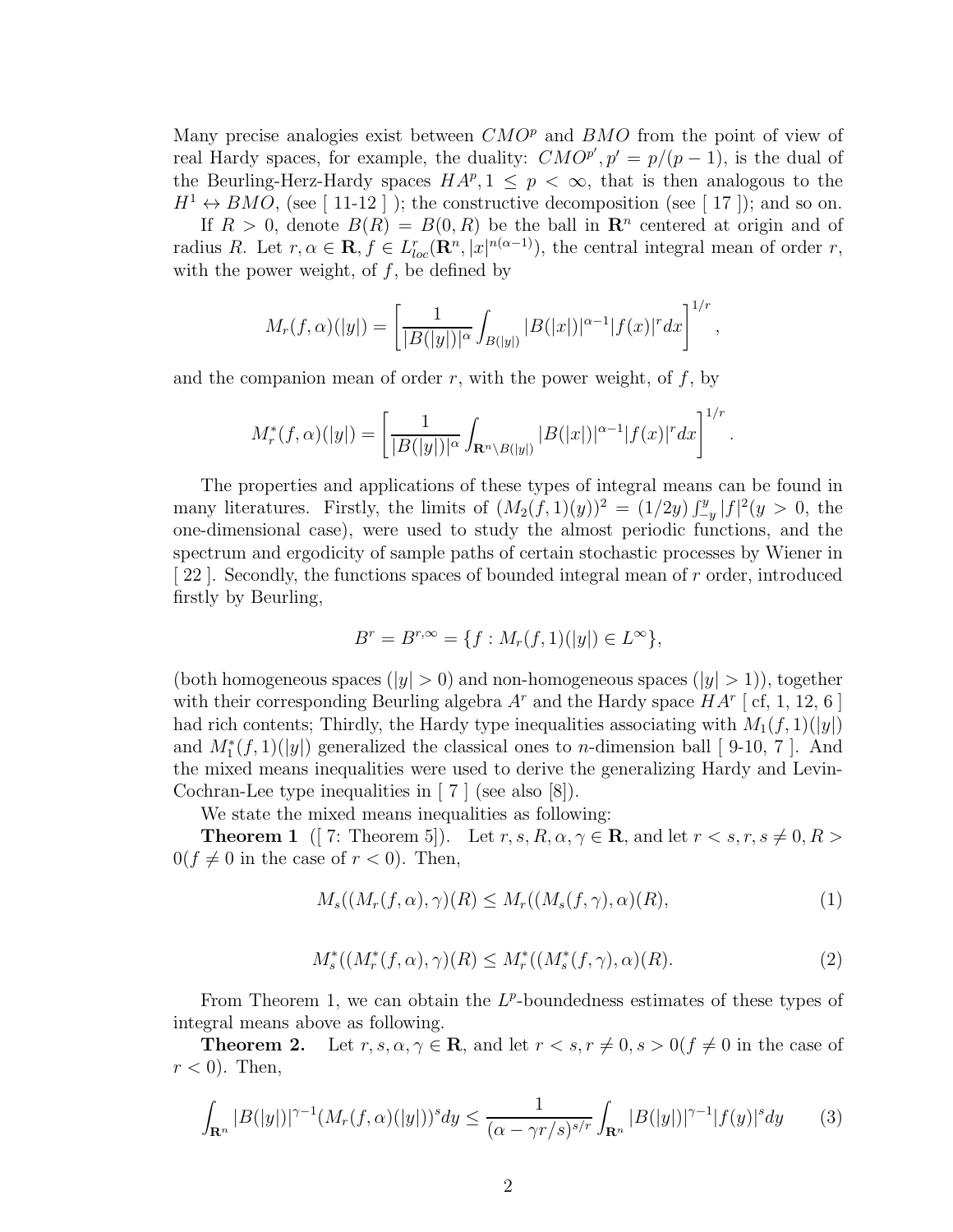Many precise analogies exist between $CMO^p$ and $BMO$ from the point of view of real Hardy spaces, for example, the duality: $CMO^{p'}, p' = p/(p-1)$, is the dual of the Beurling-Herz-Hardy spaces $HA^p, 1 \leq p < \infty$, that is then analogous to the $H^1 \leftrightarrow BMO$, (see [ 11-12 ] ); the constructive decomposition (see [ 17 ]); and so on.

If $R > 0$, denote $B(R) = B(0, R)$ be the ball in $\mathbf{R}^n$ centered at origin and of radius $R$. Let $r, \alpha \in \mathbf{R}, f \in L^r_{loc}(\mathbf{R}^n, |x|^{n(\alpha-1)})$, the central integral mean of order $r$, with the power weight, of $f$, be defined by

$$M_r(f,\alpha)(|y|) = \left[\frac{1}{|B(|y|)|^\alpha} \int_{B(|y|)} |B(|x|)|^{\alpha-1} |f(x)|^r dx\right]^{1/r},$$

and the companion mean of order $r$, with the power weight, of $f$, by

$$M^*_r(f,\alpha)(|y|) = \left[\frac{1}{|B(|y|)|^\alpha} \int_{\mathbf{R}^n \setminus B(|y|)} |B(|x|)|^{\alpha-1} |f(x)|^r dx\right]^{1/r}.$$

The properties and applications of these types of integral means can be found in many literatures. Firstly, the limits of $(M_2(f,1)(y))^2 = (1/2y)\int_{-y}^{y} |f|^2 (y > 0$, the one-dimensional case), were used to study the almost periodic functions, and the spectrum and ergodicity of sample paths of certain stochastic processes by Wiener in [ 22 ]. Secondly, the functions spaces of bounded integral mean of $r$ order, introduced firstly by Beurling,

$$B^r = B^{r,\infty} = \{f : M_r(f,1)(|y|) \in L^\infty\},$$

(both homogeneous spaces ($|y| > 0$) and non-homogeneous spaces ($|y| > 1$)), together with their corresponding Beurling algebra $A^r$ and the Hardy space $HA^r$ [ cf, 1, 12, 6 ] had rich contents; Thirdly, the Hardy type inequalities associating with $M_1(f,1)(|y|)$ and $M^*_1(f,1)(|y|)$ generalized the classical ones to $n$-dimension ball [ 9-10, 7 ]. And the mixed means inequalities were used to derive the generalizing Hardy and Levin-Cochran-Lee type inequalities in [ 7 ] (see also [8]).

We state the mixed means inequalities as following:

**Theorem 1** ([ 7: Theorem 5]). Let $r, s, R, \alpha, \gamma \in \mathbf{R}$, and let $r < s, r, s \neq 0, R > 0$($f \neq 0$ in the case of $r < 0$). Then,

$$M_s((M_r(f,\alpha),\gamma)(R) \leq M_r((M_s(f,\gamma),\alpha)(R), \tag{1}$$

$$M^*_s((M^*_r(f,\alpha),\gamma)(R) \leq M^*_r((M^*_s(f,\gamma),\alpha)(R). \tag{2}$$

From Theorem 1, we can obtain the $L^p$-boundedness estimates of these types of integral means above as following.

**Theorem 2.** Let $r, s, \alpha, \gamma \in \mathbf{R}$, and let $r < s, r \neq 0, s > 0$($f \neq 0$ in the case of $r < 0$). Then,

$$\int_{\mathbf{R}^n} |B(|y|)|^{\gamma-1} (M_r(f,\alpha)(|y|))^s dy \leq \frac{1}{(\alpha - \gamma r/s)^{s/r}} \int_{\mathbf{R}^n} |B(|y|)|^{\gamma-1} |f(y)|^s dy \tag{3}$$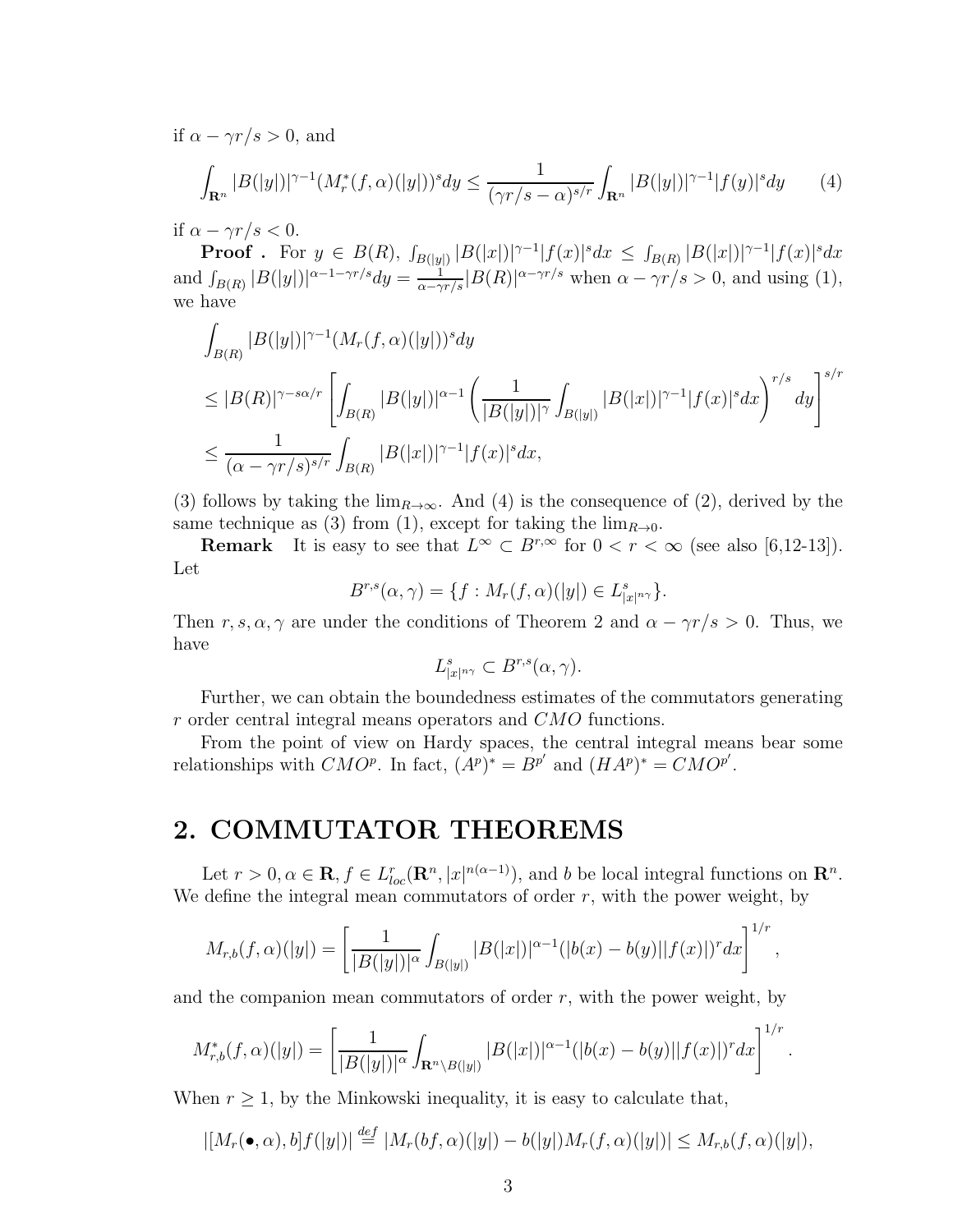if $\alpha - \gamma r/s > 0$, and

$$\int_{\mathbf{R}^n} |B(|y|)|^{\gamma-1}(M_r^*(f,\alpha)(|y|))^s dy \leq \frac{1}{(\gamma r/s - \alpha)^{s/r}} \int_{\mathbf{R}^n} |B(|y|)|^{\gamma-1}|f(y)|^s dy \qquad (4)$$

if $\alpha - \gamma r/s < 0$.

**Proof .** For $y \in B(R)$, $\int_{B(|y|)} |B(|x|)|^{\gamma-1}|f(x)|^s dx \leq \int_{B(R)} |B(|x|)|^{\gamma-1}|f(x)|^s dx$ and $\int_{B(R)} |B(|y|)|^{\alpha-1-\gamma r/s} dy = \frac{1}{\alpha - \gamma r/s}|B(R)|^{\alpha-\gamma r/s}$ when $\alpha - \gamma r/s > 0$, and using (1), we have

$$\begin{aligned}
&\int_{B(R)} |B(|y|)|^{\gamma-1}(M_r(f,\alpha)(|y|))^s dy \\
&\leq |B(R)|^{\gamma - s\alpha/r}\left[\int_{B(R)} |B(|y|)|^{\alpha-1}\left(\frac{1}{|B(|y|)|^{\gamma}}\int_{B(|y|)} |B(|x|)|^{\gamma-1}|f(x)|^s dx\right)^{r/s} dy\right]^{s/r} \\
&\leq \frac{1}{(\alpha - \gamma r/s)^{s/r}} \int_{B(R)} |B(|x|)|^{\gamma-1}|f(x)|^s dx,
\end{aligned}$$

(3) follows by taking the $\lim_{R\to\infty}$. And (4) is the consequence of (2), derived by the same technique as (3) from (1), except for taking the $\lim_{R\to 0}$.

**Remark** It is easy to see that $L^\infty \subset B^{r,\infty}$ for $0 < r < \infty$ (see also [6,12-13]). Let

$$B^{r,s}(\alpha,\gamma) = \{f : M_r(f,\alpha)(|y|) \in L^s_{|x|^{n\gamma}}\}.$$

Then $r, s, \alpha, \gamma$ are under the conditions of Theorem 2 and $\alpha - \gamma r/s > 0$. Thus, we have

$$L^s_{|x|^{n\gamma}} \subset B^{r,s}(\alpha,\gamma).$$

Further, we can obtain the boundedness estimates of the commutators generating $r$ order central integral means operators and $CMO$ functions.

From the point of view on Hardy spaces, the central integral means bear some relationships with $CMO^p$. In fact, $(A^p)^* = B^{p'}$ and $(HA^p)^* = CMO^{p'}$.

## 2. COMMUTATOR THEOREMS

Let $r > 0, \alpha \in \mathbf{R}, f \in L^r_{loc}(\mathbf{R}^n, |x|^{n(\alpha-1)})$, and $b$ be local integral functions on $\mathbf{R}^n$. We define the integral mean commutators of order $r$, with the power weight, by

$$M_{r,b}(f,\alpha)(|y|) = \left[\frac{1}{|B(|y|)|^{\alpha}}\int_{B(|y|)} |B(|x|)|^{\alpha-1}(|b(x)-b(y)||f(x)|)^r dx\right]^{1/r},$$

and the companion mean commutators of order $r$, with the power weight, by

$$M^*_{r,b}(f,\alpha)(|y|) = \left[\frac{1}{|B(|y|)|^{\alpha}}\int_{\mathbf{R}^n\setminus B(|y|)} |B(|x|)|^{\alpha-1}(|b(x)-b(y)||f(x)|)^r dx\right]^{1/r}.$$

When $r \geq 1$, by the Minkowski inequality, it is easy to calculate that,

$$|[M_r(\bullet,\alpha), b]f(|y|)| \overset{def}{=} |M_r(bf,\alpha)(|y|) - b(|y|)M_r(f,\alpha)(|y|)| \leq M_{r,b}(f,\alpha)(|y|),$$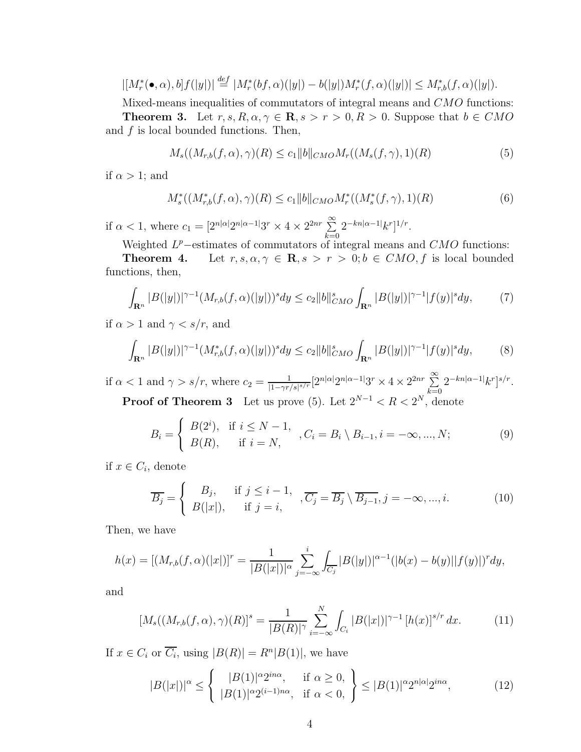$$|[M_r^*(\bullet,\alpha),b]f(|y|)| \stackrel{def}{=} |M_r^*(bf,\alpha)(|y|) - b(|y|)M_r^*(f,\alpha)(|y|)| \leq M_{r,b}^*(f,\alpha)(|y|).$$

Mixed-means inequalities of commutators of integral means and $CMO$ functions:

**Theorem 3.** Let $r,s,R,\alpha,\gamma \in \mathbf{R}, s > r > 0, R > 0$. Suppose that $b \in CMO$ and $f$ is local bounded functions. Then,

$$M_s((M_{r,b}(f,\alpha),\gamma)(R) \leq c_1\|b\|_{CMO}M_r((M_s(f,\gamma),1)(R) \tag{5}$$

if $\alpha > 1$; and

$$M_s^*((M_{r,b}^*(f,\alpha),\gamma)(R) \leq c_1\|b\|_{CMO}M_r^*((M_s^*(f,\gamma),1)(R) \tag{6}$$

if $\alpha < 1$, where $c_1 = [2^{n|\alpha|}2^{n|\alpha-1|}3^r \times 4 \times 2^{2nr}\sum\limits_{k=0}^{\infty}2^{-kn|\alpha-1|}k^r]^{1/r}$.

Weighted $L^p-$estimates of commutators of integral means and $CMO$ functions:

**Theorem 4.** Let $r,s,\alpha,\gamma \in \mathbf{R}, s > r > 0; b \in CMO, f$ is local bounded functions, then,

$$\int_{\mathbf{R}^n}|B(|y|)|^{\gamma-1}(M_{r,b}(f,\alpha)(|y|))^s dy \leq c_2\|b\|_{CMO}^s\int_{\mathbf{R}^n}|B(|y|)|^{\gamma-1}|f(y)|^s dy, \tag{7}$$

if $\alpha > 1$ and $\gamma < s/r$, and

$$\int_{\mathbf{R}^n}|B(|y|)|^{\gamma-1}(M_{r,b}^*(f,\alpha)(|y|))^s dy \leq c_2\|b\|_{CMO}^s\int_{\mathbf{R}^n}|B(|y|)|^{\gamma-1}|f(y)|^s dy, \tag{8}$$

if $\alpha < 1$ and $\gamma > s/r$, where $c_2 = \frac{1}{|1-\gamma r/s|^{s/r}}[2^{n|\alpha|}2^{n|\alpha-1|}3^r \times 4 \times 2^{2nr}\sum\limits_{k=0}^{\infty}2^{-kn|\alpha-1|}k^r]^{s/r}$.

**Proof of Theorem 3** Let us prove (5). Let $2^{N-1} < R < 2^N$, denote

$$B_i = \begin{cases} B(2^i), & \text{if } i \leq N-1, \\ B(R), & \text{if } i = N, \end{cases}, C_i = B_i \setminus B_{i-1}, i = -\infty,...,N; \tag{9}$$

if $x \in C_i$, denote

$$\overline{B_j} = \begin{cases} B_j, & \text{if } j \leq i-1, \\ B(|x|), & \text{if } j = i, \end{cases}, \overline{C_j} = \overline{B_j} \setminus \overline{B_{j-1}}, j = -\infty,...,i. \tag{10}$$

Then, we have

$$h(x) = [(M_{r,b}(f,\alpha)(|x|)]^r = \frac{1}{|B(|x|)|^\alpha}\sum_{j=-\infty}^{i}\int_{\overline{C_j}}|B(|y|)|^{\alpha-1}(|b(x)-b(y)||f(y)|)^r dy,$$

and

$$[M_s((M_{r,b}(f,\alpha),\gamma)(R)]^s = \frac{1}{|B(R)|^\gamma}\sum_{i=-\infty}^{N}\int_{C_i}|B(|x|)|^{\gamma-1}[h(x)]^{s/r}dx. \tag{11}$$

If $x \in C_i$ or $\overline{C_i}$, using $|B(R)| = R^n|B(1)|$, we have

$$|B(|x|)|^\alpha \leq \left\{ \begin{array}{ll} |B(1)|^\alpha 2^{in\alpha}, & \text{if } \alpha \geq 0, \\ |B(1)|^\alpha 2^{(i-1)n\alpha}, & \text{if } \alpha < 0, \end{array} \right\} \leq |B(1)|^\alpha 2^{n|\alpha|}2^{in\alpha}, \tag{12}$$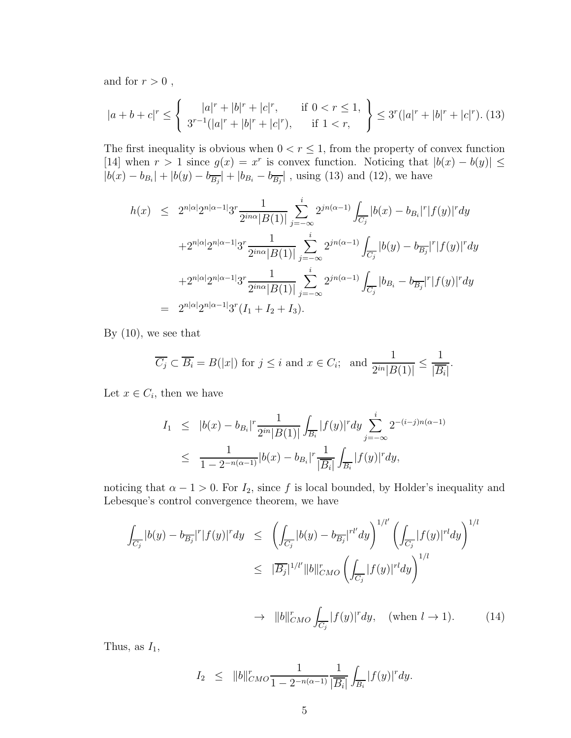and for $r > 0$ ,

$$|a+b+c|^r \le \left\{ \begin{array}{ll} |a|^r+|b|^r+|c|^r, & \text{if } 0<r\le 1, \\ 3^{r-1}(|a|^r+|b|^r+|c|^r), & \text{if } 1<r, \end{array} \right\} \le 3^r(|a|^r+|b|^r+|c|^r). \quad (13)$$

The first inequality is obvious when $0 < r \le 1$, from the property of convex function [14] when $r > 1$ since $g(x) = x^r$ is convex function. Noticing that $|b(x) - b(y)| \le |b(x) - b_{B_i}| + |b(y) - b_{\overline{B_j}}| + |b_{B_i} - b_{\overline{B_j}}|$ , using (13) and (12), we have

$$\begin{aligned} h(x) &\le 2^{n|\alpha|}2^{n|\alpha-1|}3^r \frac{1}{2^{in\alpha}|B(1)|}\sum_{j=-\infty}^{i} 2^{jn(\alpha-1)}\int_{\overline{C_j}} |b(x)-b_{B_i}|^r|f(y)|^r dy \\ &\quad +2^{n|\alpha|}2^{n|\alpha-1|}3^r \frac{1}{2^{in\alpha}|B(1)|}\sum_{j=-\infty}^{i} 2^{jn(\alpha-1)}\int_{\overline{C_j}} |b(y)-b_{\overline{B_j}}|^r|f(y)|^r dy \\ &\quad +2^{n|\alpha|}2^{n|\alpha-1|}3^r \frac{1}{2^{in\alpha}|B(1)|}\sum_{j=-\infty}^{i} 2^{jn(\alpha-1)}\int_{\overline{C_j}} |b_{B_i}-b_{\overline{B_j}}|^r|f(y)|^r dy \\ &= 2^{n|\alpha|}2^{n|\alpha-1|}3^r(I_1+I_2+I_3). \end{aligned}$$

By (10), we see that

$$\overline{C_j} \subset \overline{B_i} = B(|x|) \text{ for } j \le i \text{ and } x \in C_i; \quad \text{and } \frac{1}{2^{in}|B(1)|} \le \frac{1}{|\overline{B_i}|}.$$

Let $x \in C_i$, then we have

$$\begin{aligned} I_1 &\le |b(x)-b_{B_i}|^r \frac{1}{2^{in}|B(1)|}\int_{\overline{B_i}} |f(y)|^r dy \sum_{j=-\infty}^{i} 2^{-(i-j)n(\alpha-1)} \\ &\le \frac{1}{1-2^{-n(\alpha-1)}}|b(x)-b_{B_i}|^r \frac{1}{|\overline{B_i}|}\int_{\overline{B_i}} |f(y)|^r dy, \end{aligned}$$

noticing that $\alpha - 1 > 0$. For $I_2$, since $f$ is local bounded, by Holder's inequality and Lebesque's control convergence theorem, we have

$$\begin{aligned} \int_{\overline{C_j}} |b(y)-b_{\overline{B_j}}|^r|f(y)|^r dy &\le \left(\int_{\overline{C_j}} |b(y)-b_{\overline{B_j}}|^{rl'} dy\right)^{1/l'}\left(\int_{\overline{C_j}} |f(y)|^{rl} dy\right)^{1/l} \\ &\le |\overline{B_j}|^{1/l'}\|b\|_{CMO}^r \left(\int_{\overline{C_j}} |f(y)|^{rl} dy\right)^{1/l} \\ &\to \|b\|_{CMO}^r \int_{\overline{C_j}} |f(y)|^r dy, \quad (\text{when } l \to 1). \end{aligned} \quad (14)$$

Thus, as $I_1$,

$$I_2 \le \|b\|_{CMO}^r \frac{1}{1-2^{-n(\alpha-1)}} \frac{1}{|\overline{B_i}|}\int_{\overline{B_i}} |f(y)|^r dy.$$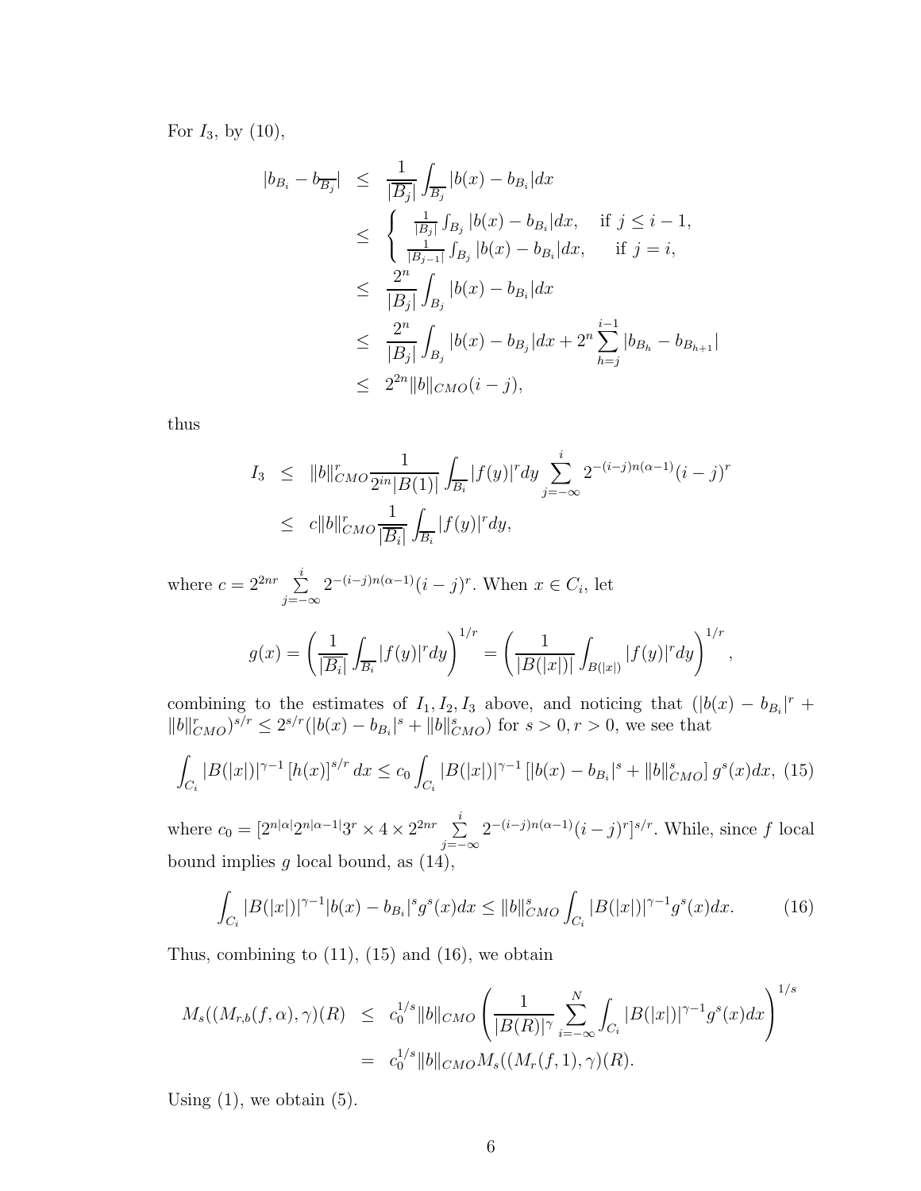For $I_3$, by (10),

$$
\begin{aligned}
|b_{B_i} - b_{\overline{B_j}}| &\le \frac{1}{|\overline{B_j}|}\int_{\overline{B_j}} |b(x) - b_{B_i}|dx \\
&\le \begin{cases} \frac{1}{|B_j|}\int_{B_j} |b(x) - b_{B_i}|dx, & \text{if } j \le i-1, \\ \frac{1}{|B_{j-1}|}\int_{B_j} |b(x) - b_{B_i}|dx, & \text{if } j = i, \end{cases} \\
&\le \frac{2^n}{|B_j|}\int_{B_j} |b(x) - b_{B_i}|dx \\
&\le \frac{2^n}{|B_j|}\int_{B_j} |b(x) - b_{B_j}|dx + 2^n \sum_{h=j}^{i-1} |b_{B_h} - b_{B_{h+1}}| \\
&\le 2^{2n}\|b\|_{CMO}(i-j),
\end{aligned}
$$

thus

$$
\begin{aligned}
I_3 &\le \|b\|_{CMO}^r \frac{1}{2^{in}|B(1)|}\int_{\overline{B_i}} |f(y)|^r dy \sum_{j=-\infty}^{i} 2^{-(i-j)n(\alpha-1)}(i-j)^r \\
&\le c\|b\|_{CMO}^r \frac{1}{|\overline{B_i}|}\int_{\overline{B_i}} |f(y)|^r dy,
\end{aligned}
$$

where $c = 2^{2nr}\sum\limits_{j=-\infty}^{i} 2^{-(i-j)n(\alpha-1)}(i-j)^r$. When $x \in C_i$, let

$$
g(x) = \left(\frac{1}{|\overline{B_i}|}\int_{\overline{B_i}} |f(y)|^r dy\right)^{1/r} = \left(\frac{1}{|B(|x|)|}\int_{B(|x|)} |f(y)|^r dy\right)^{1/r},
$$

combining to the estimates of $I_1, I_2, I_3$ above, and noticing that $(|b(x) - b_{B_i}|^r + \|b\|_{CMO}^r)^{s/r} \le 2^{s/r}(|b(x) - b_{B_i}|^s + \|b\|_{CMO}^s)$ for $s > 0, r > 0$, we see that

$$
\int_{C_i} |B(|x|)|^{\gamma-1} [h(x)]^{s/r} dx \le c_0 \int_{C_i} |B(|x|)|^{\gamma-1} [|b(x) - b_{B_i}|^s + \|b\|_{CMO}^s] g^s(x)dx, \quad (15)
$$

where $c_0 = [2^{n|\alpha|}2^{n|\alpha-1|}3^r \times 4 \times 2^{2nr}\sum\limits_{j=-\infty}^{i} 2^{-(i-j)n(\alpha-1)}(i-j)^r]^{s/r}$. While, since $f$ local bound implies $g$ local bound, as (14),

$$
\int_{C_i} |B(|x|)|^{\gamma-1}|b(x) - b_{B_i}|^s g^s(x)dx \le \|b\|_{CMO}^s \int_{C_i} |B(|x|)|^{\gamma-1} g^s(x)dx. \quad (16)
$$

Thus, combining to (11), (15) and (16), we obtain

$$
\begin{aligned}
M_s((M_{r,b}(f,\alpha),\gamma)(R) &\le c_0^{1/s}\|b\|_{CMO}\left(\frac{1}{|B(R)|^\gamma}\sum_{i=-\infty}^{N}\int_{C_i} |B(|x|)|^{\gamma-1} g^s(x)dx\right)^{1/s} \\
&= c_0^{1/s}\|b\|_{CMO} M_s((M_r(f,1),\gamma)(R).
\end{aligned}
$$

Using (1), we obtain (5).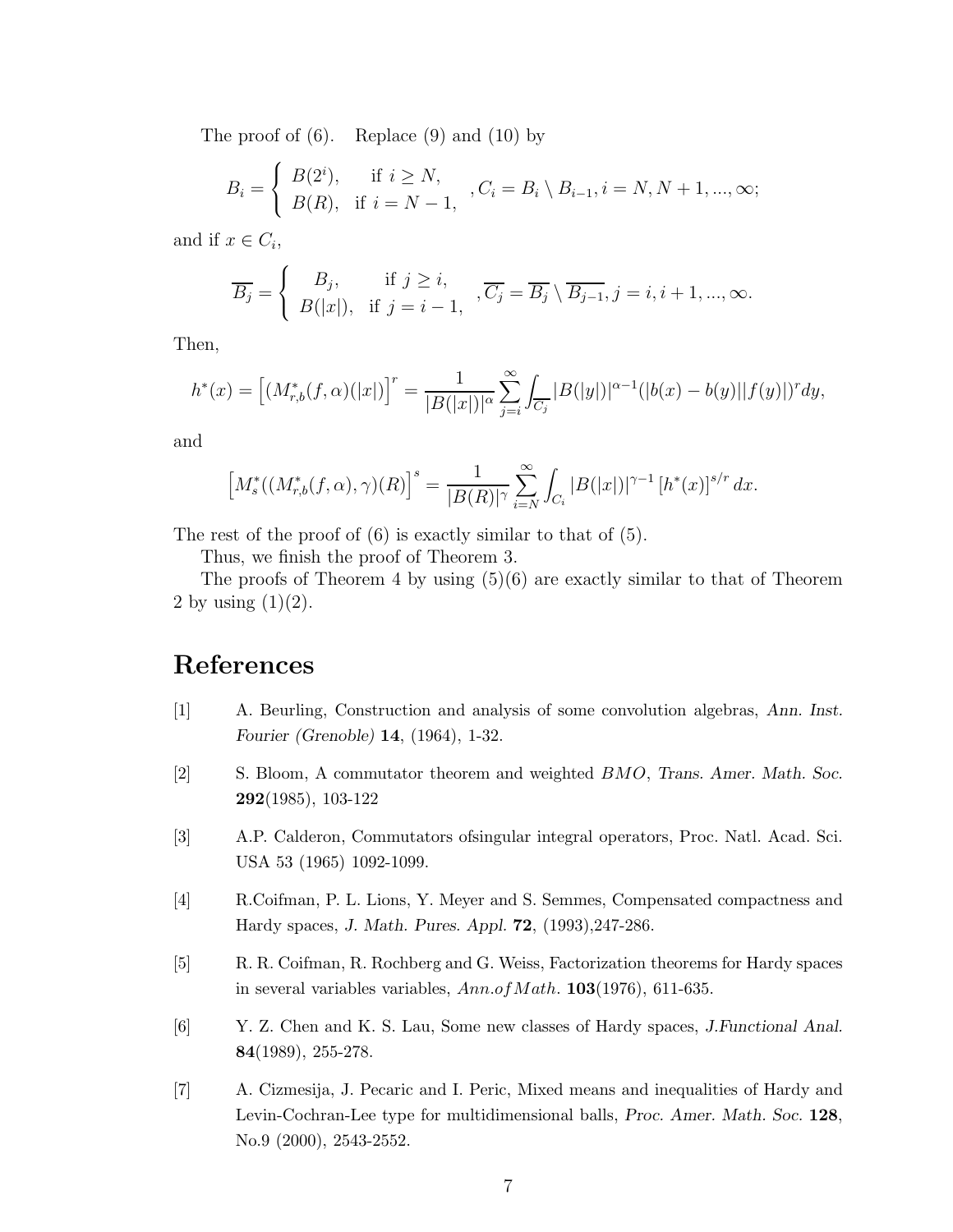The proof of (6). Replace (9) and (10) by

$$B_i = \begin{cases} B(2^i), & \text{if } i \geq N, \\ B(R), & \text{if } i = N-1, \end{cases}, C_i = B_i \setminus B_{i-1}, i = N, N+1, ..., \infty;$$

and if $x \in C_i$,

$$\overline{B_j} = \begin{cases} B_j, & \text{if } j \geq i, \\ B(|x|), & \text{if } j = i-1, \end{cases}, \overline{C_j} = \overline{B_j} \setminus \overline{B_{j-1}}, j = i, i+1, ..., \infty.$$

Then,

$$h^*(x) = \left[(M^*_{r,b}(f,\alpha)(|x|)\right]^r = \frac{1}{|B(|x|)|^\alpha} \sum_{j=i}^{\infty} \int_{\overline{C_j}} |B(|y|)|^{\alpha-1} (|b(x) - b(y)||f(y)|)^r dy,$$

and

$$\left[M^*_s((M^*_{r,b}(f,\alpha),\gamma)(R)\right]^s = \frac{1}{|B(R)|^\gamma} \sum_{i=N}^{\infty} \int_{C_i} |B(|x|)|^{\gamma-1} \left[h^*(x)\right]^{s/r} dx.$$

The rest of the proof of (6) is exactly similar to that of (5).

Thus, we finish the proof of Theorem 3.

The proofs of Theorem 4 by using (5)(6) are exactly similar to that of Theorem 2 by using (1)(2).

# References

[1] A. Beurling, Construction and analysis of some convolution algebras, *Ann. Inst. Fourier (Grenoble)* **14**, (1964), 1-32.

[2] S. Bloom, A commutator theorem and weighted $BMO$, *Trans. Amer. Math. Soc.* **292**(1985), 103-122

[3] A.P. Calderon, Commutators ofsingular integral operators, Proc. Natl. Acad. Sci. USA 53 (1965) 1092-1099.

[4] R.Coifman, P. L. Lions, Y. Meyer and S. Semmes, Compensated compactness and Hardy spaces, *J. Math. Pures. Appl.* **72**, (1993),247-286.

[5] R. R. Coifman, R. Rochberg and G. Weiss, Factorization theorems for Hardy spaces in several variables variables, *Ann.of Math.* **103**(1976), 611-635.

[6] Y. Z. Chen and K. S. Lau, Some new classes of Hardy spaces, *J.Functional Anal.* **84**(1989), 255-278.

[7] A. Cizmesija, J. Pecaric and I. Peric, Mixed means and inequalities of Hardy and Levin-Cochran-Lee type for multidimensional balls, *Proc. Amer. Math. Soc.* **128**, No.9 (2000), 2543-2552.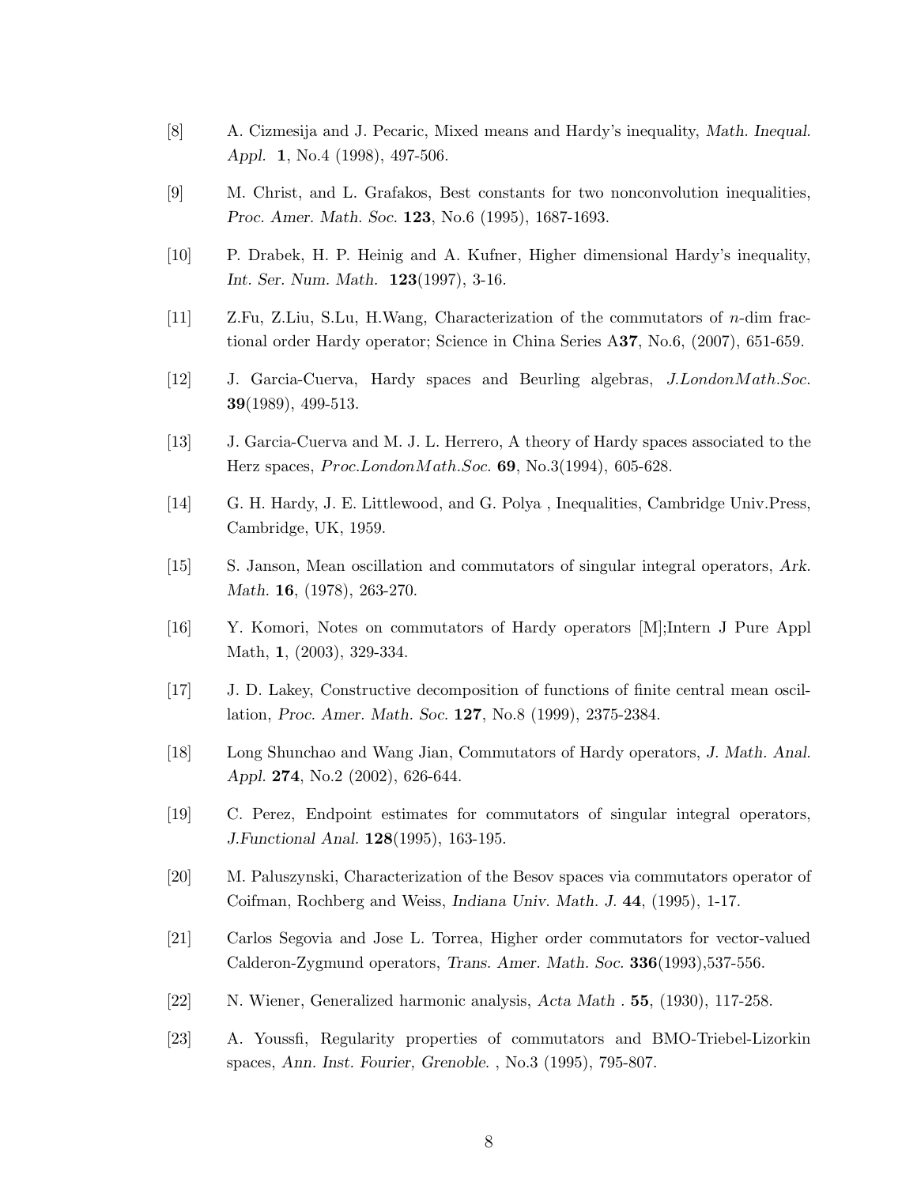[8] A. Cizmesija and J. Pecaric, Mixed means and Hardy's inequality, *Math. Inequal. Appl.* **1**, No.4 (1998), 497-506.

[9] M. Christ, and L. Grafakos, Best constants for two nonconvolution inequalities, *Proc. Amer. Math. Soc.* **123**, No.6 (1995), 1687-1693.

[10] P. Drabek, H. P. Heinig and A. Kufner, Higher dimensional Hardy's inequality, *Int. Ser. Num. Math.* **123**(1997), 3-16.

[11] Z.Fu, Z.Liu, S.Lu, H.Wang, Characterization of the commutators of $n$-dim fractional order Hardy operator; Science in China Series A**37**, No.6, (2007), 651-659.

[12] J. Garcia-Cuerva, Hardy spaces and Beurling algebras, *J.LondonMath.Soc.* **39**(1989), 499-513.

[13] J. Garcia-Cuerva and M. J. L. Herrero, A theory of Hardy spaces associated to the Herz spaces, *Proc.LondonMath.Soc.* **69**, No.3(1994), 605-628.

[14] G. H. Hardy, J. E. Littlewood, and G. Polya , Inequalities, Cambridge Univ.Press, Cambridge, UK, 1959.

[15] S. Janson, Mean oscillation and commutators of singular integral operators, *Ark. Math.* **16**, (1978), 263-270.

[16] Y. Komori, Notes on commutators of Hardy operators [M];Intern J Pure Appl Math, **1**, (2003), 329-334.

[17] J. D. Lakey, Constructive decomposition of functions of finite central mean oscillation, *Proc. Amer. Math. Soc.* **127**, No.8 (1999), 2375-2384.

[18] Long Shunchao and Wang Jian, Commutators of Hardy operators, *J. Math. Anal. Appl.* **274**, No.2 (2002), 626-644.

[19] C. Perez, Endpoint estimates for commutators of singular integral operators, *J.Functional Anal.* **128**(1995), 163-195.

[20] M. Paluszynski, Characterization of the Besov spaces via commutators operator of Coifman, Rochberg and Weiss, *Indiana Univ. Math. J.* **44**, (1995), 1-17.

[21] Carlos Segovia and Jose L. Torrea, Higher order commutators for vector-valued Calderon-Zygmund operators, *Trans. Amer. Math. Soc.* **336**(1993),537-556.

[22] N. Wiener, Generalized harmonic analysis, *Acta Math* . **55**, (1930), 117-258.

[23] A. Youssfi, Regularity properties of commutators and BMO-Triebel-Lizorkin spaces, *Ann. Inst. Fourier, Grenoble.* , No.3 (1995), 795-807.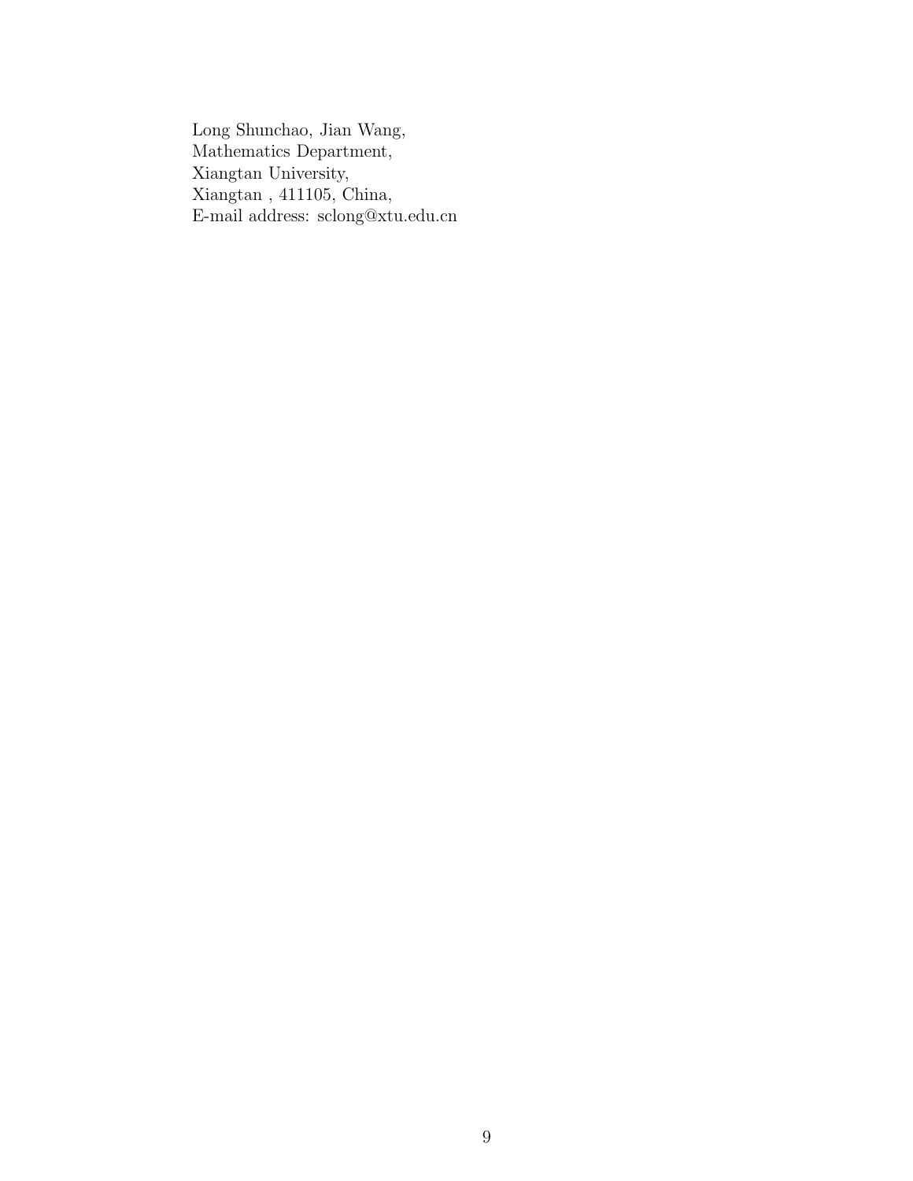Long Shunchao, Jian Wang,  
Mathematics Department,  
Xiangtan University,  
Xiangtan , 411105, China,  
E-mail address: sclong@xtu.edu.cn